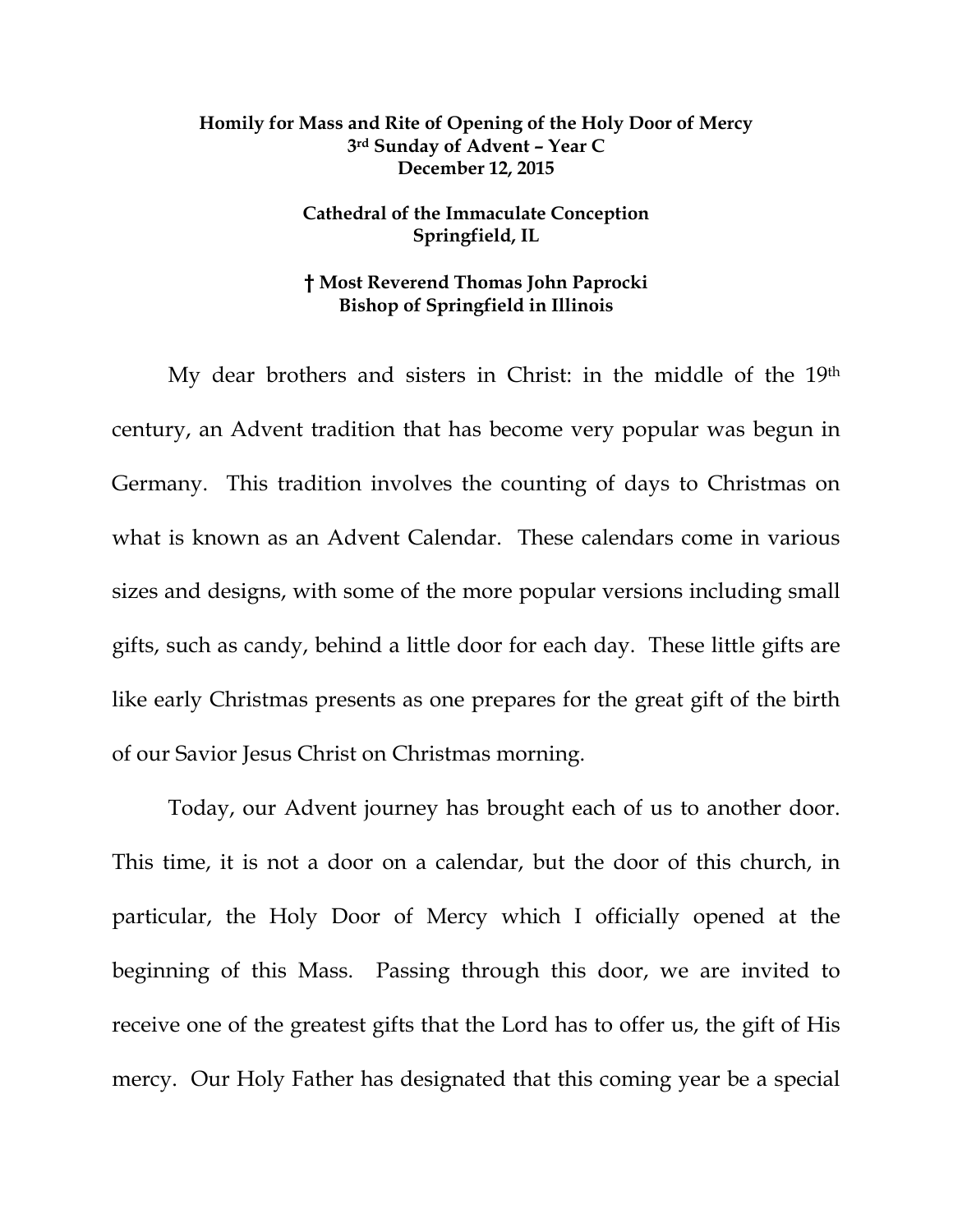**Homily for Mass and Rite of Opening of the Holy Door of Mercy**
**3rd Sunday of Advent – Year C**
**December 12, 2015**

**Cathedral of the Immaculate Conception**
**Springfield, IL**

**† Most Reverend Thomas John Paprocki**
**Bishop of Springfield in Illinois**

My dear brothers and sisters in Christ: in the middle of the 19th century, an Advent tradition that has become very popular was begun in Germany. This tradition involves the counting of days to Christmas on what is known as an Advent Calendar. These calendars come in various sizes and designs, with some of the more popular versions including small gifts, such as candy, behind a little door for each day. These little gifts are like early Christmas presents as one prepares for the great gift of the birth of our Savior Jesus Christ on Christmas morning.

Today, our Advent journey has brought each of us to another door. This time, it is not a door on a calendar, but the door of this church, in particular, the Holy Door of Mercy which I officially opened at the beginning of this Mass. Passing through this door, we are invited to receive one of the greatest gifts that the Lord has to offer us, the gift of His mercy. Our Holy Father has designated that this coming year be a special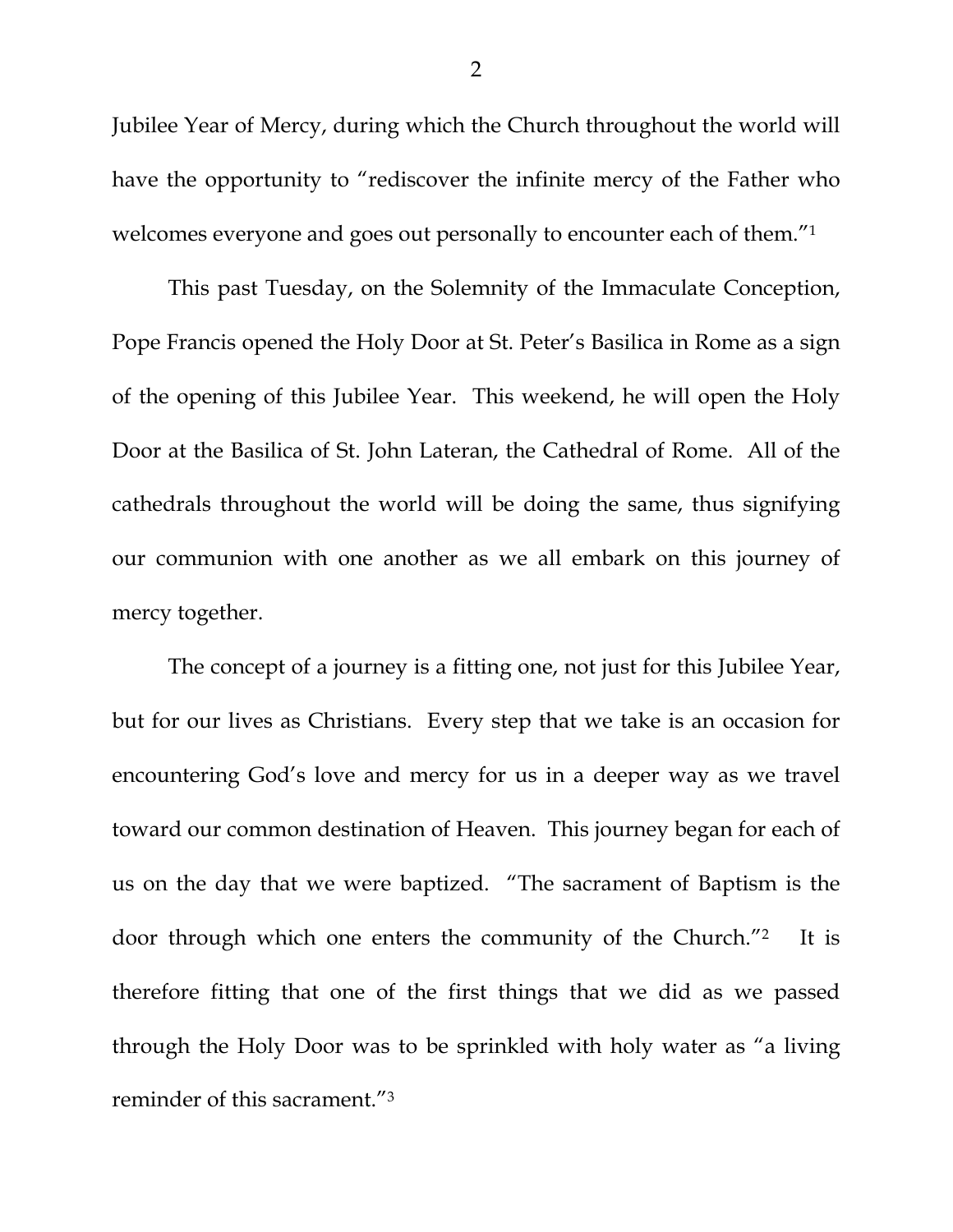Jubilee Year of Mercy, during which the Church throughout the world will have the opportunity to "rediscover the infinite mercy of the Father who welcomes everyone and goes out personally to encounter each of them."[1]

This past Tuesday, on the Solemnity of the Immaculate Conception, Pope Francis opened the Holy Door at St. Peter's Basilica in Rome as a sign of the opening of this Jubilee Year. This weekend, he will open the Holy Door at the Basilica of St. John Lateran, the Cathedral of Rome. All of the cathedrals throughout the world will be doing the same, thus signifying our communion with one another as we all embark on this journey of mercy together.

The concept of a journey is a fitting one, not just for this Jubilee Year, but for our lives as Christians. Every step that we take is an occasion for encountering God's love and mercy for us in a deeper way as we travel toward our common destination of Heaven. This journey began for each of us on the day that we were baptized. "The sacrament of Baptism is the door through which one enters the community of the Church."[2] It is therefore fitting that one of the first things that we did as we passed through the Holy Door was to be sprinkled with holy water as "a living reminder of this sacrament."[3]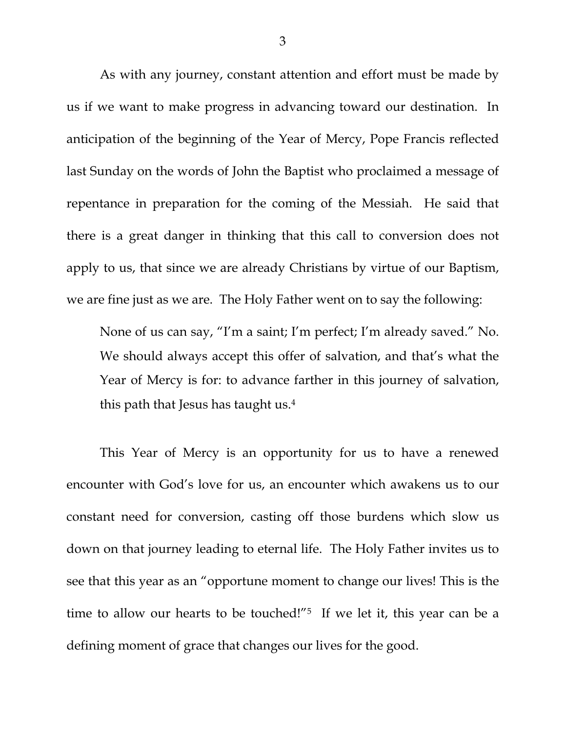As with any journey, constant attention and effort must be made by us if we want to make progress in advancing toward our destination. In anticipation of the beginning of the Year of Mercy, Pope Francis reflected last Sunday on the words of John the Baptist who proclaimed a message of repentance in preparation for the coming of the Messiah. He said that there is a great danger in thinking that this call to conversion does not apply to us, that since we are already Christians by virtue of our Baptism, we are fine just as we are. The Holy Father went on to say the following:

> None of us can say, "I'm a saint; I'm perfect; I'm already saved." No. We should always accept this offer of salvation, and that's what the Year of Mercy is for: to advance farther in this journey of salvation, this path that Jesus has taught us.[4]

This Year of Mercy is an opportunity for us to have a renewed encounter with God's love for us, an encounter which awakens us to our constant need for conversion, casting off those burdens which slow us down on that journey leading to eternal life. The Holy Father invites us to see that this year as an "opportune moment to change our lives! This is the time to allow our hearts to be touched!"[5] If we let it, this year can be a defining moment of grace that changes our lives for the good.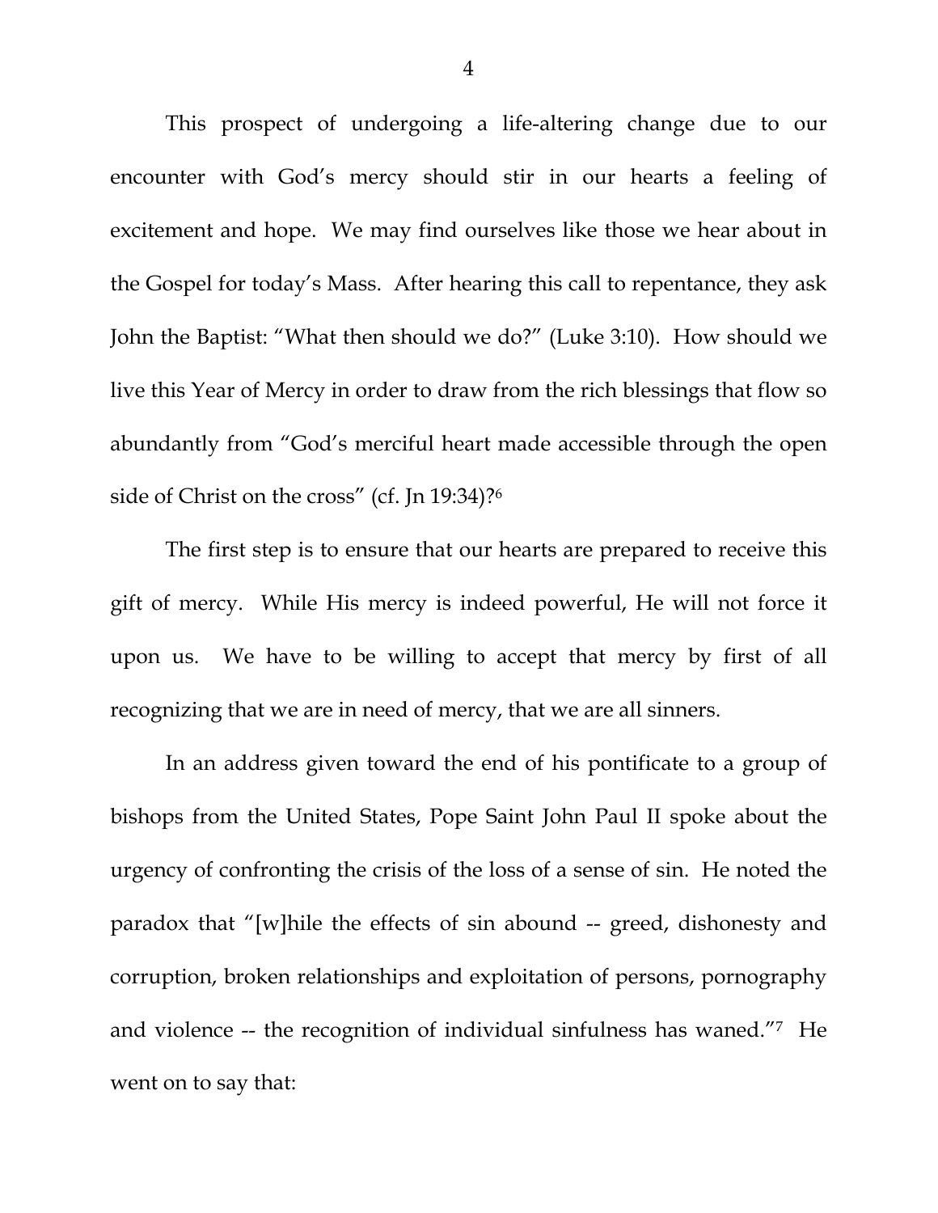This prospect of undergoing a life-altering change due to our encounter with God's mercy should stir in our hearts a feeling of excitement and hope. We may find ourselves like those we hear about in the Gospel for today's Mass. After hearing this call to repentance, they ask John the Baptist: "What then should we do?" (Luke 3:10). How should we live this Year of Mercy in order to draw from the rich blessings that flow so abundantly from "God's merciful heart made accessible through the open side of Christ on the cross" (cf. Jn 19:34)?[6]

The first step is to ensure that our hearts are prepared to receive this gift of mercy. While His mercy is indeed powerful, He will not force it upon us. We have to be willing to accept that mercy by first of all recognizing that we are in need of mercy, that we are all sinners.

In an address given toward the end of his pontificate to a group of bishops from the United States, Pope Saint John Paul II spoke about the urgency of confronting the crisis of the loss of a sense of sin. He noted the paradox that "[w]hile the effects of sin abound -- greed, dishonesty and corruption, broken relationships and exploitation of persons, pornography and violence -- the recognition of individual sinfulness has waned."[7] He went on to say that: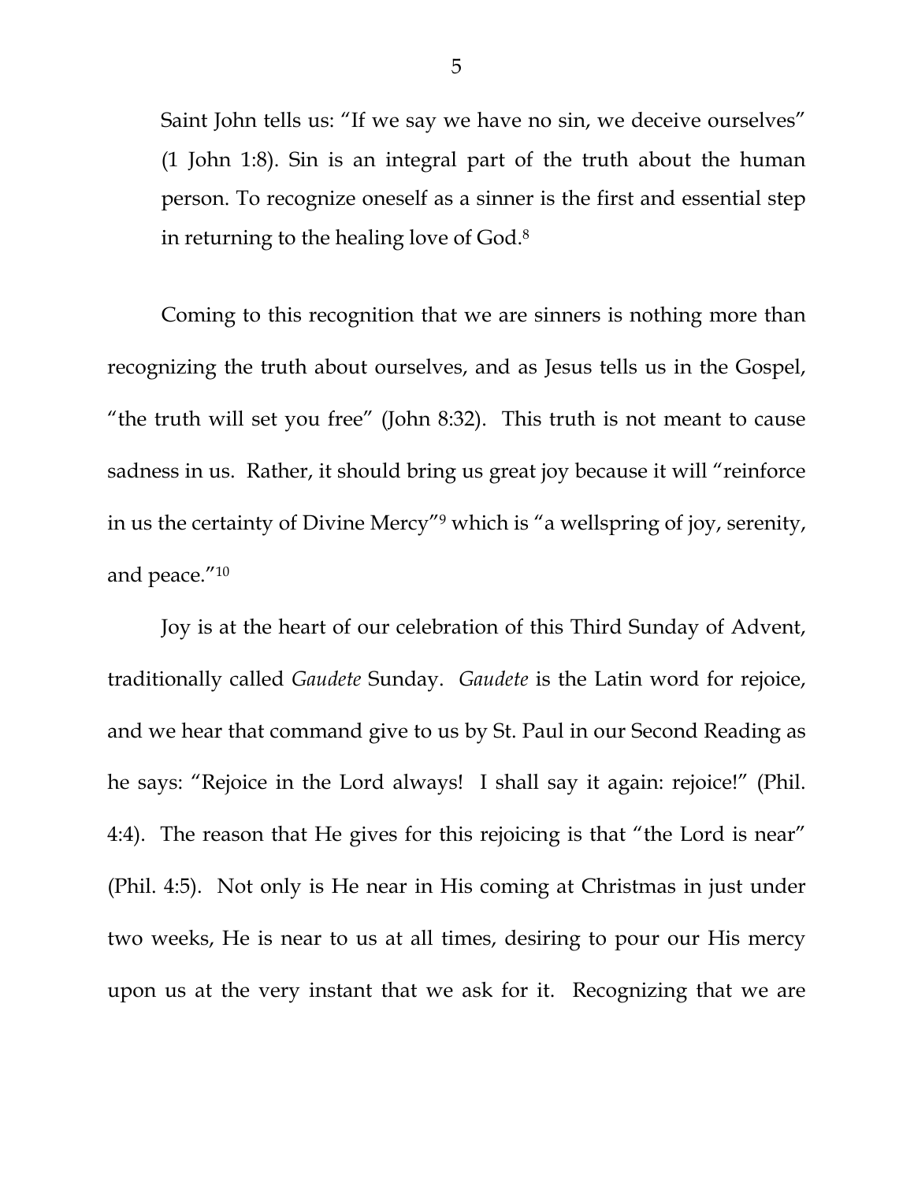> Saint John tells us: "If we say we have no sin, we deceive ourselves" (1 John 1:8). Sin is an integral part of the truth about the human person. To recognize oneself as a sinner is the first and essential step in returning to the healing love of God.[8]

Coming to this recognition that we are sinners is nothing more than recognizing the truth about ourselves, and as Jesus tells us in the Gospel, "the truth will set you free" (John 8:32). This truth is not meant to cause sadness in us. Rather, it should bring us great joy because it will "reinforce in us the certainty of Divine Mercy"[9] which is "a wellspring of joy, serenity, and peace."[10]

Joy is at the heart of our celebration of this Third Sunday of Advent, traditionally called *Gaudete* Sunday. *Gaudete* is the Latin word for rejoice, and we hear that command give to us by St. Paul in our Second Reading as he says: "Rejoice in the Lord always! I shall say it again: rejoice!" (Phil. 4:4). The reason that He gives for this rejoicing is that "the Lord is near" (Phil. 4:5). Not only is He near in His coming at Christmas in just under two weeks, He is near to us at all times, desiring to pour our His mercy upon us at the very instant that we ask for it. Recognizing that we are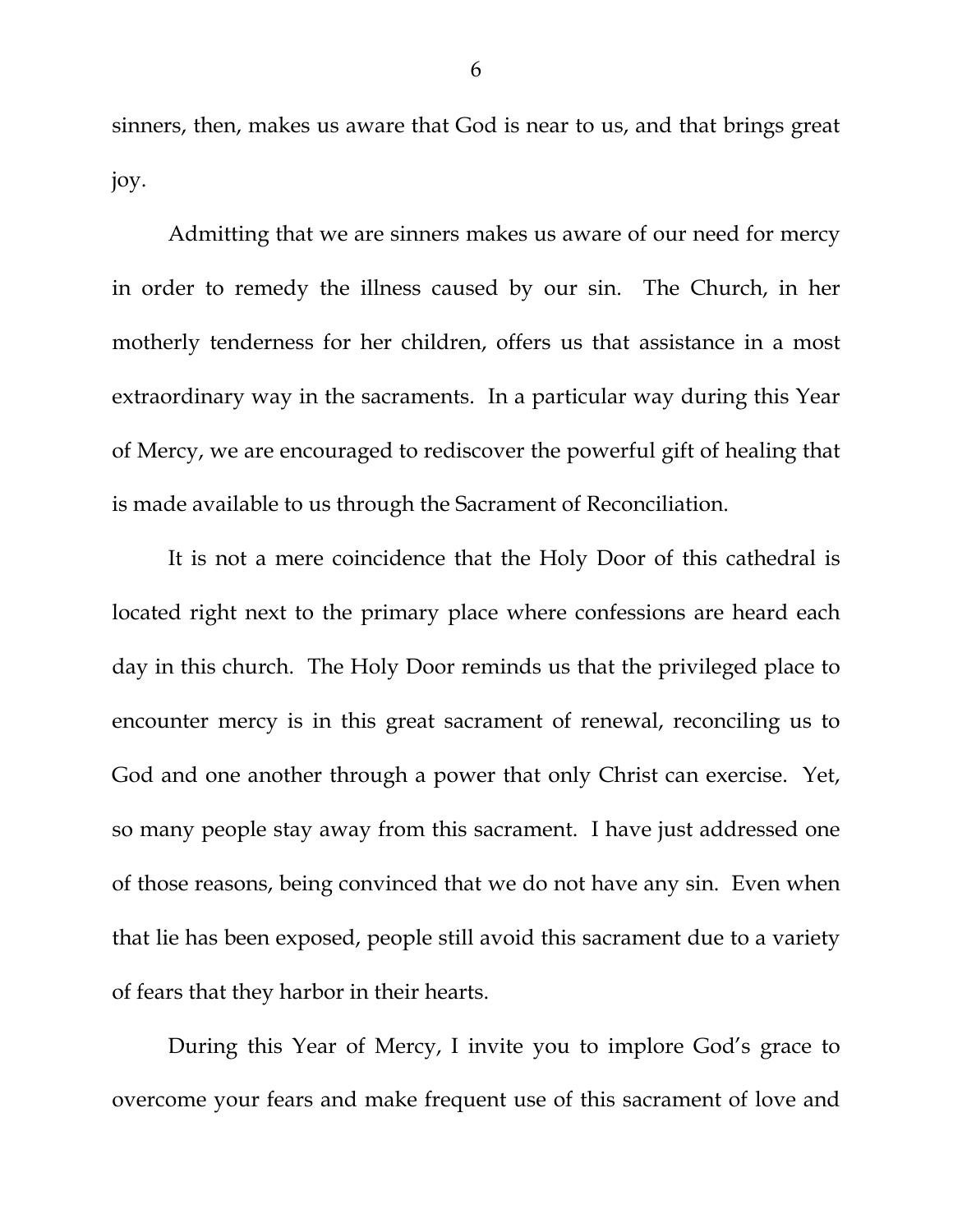sinners, then, makes us aware that God is near to us, and that brings great joy.

Admitting that we are sinners makes us aware of our need for mercy in order to remedy the illness caused by our sin. The Church, in her motherly tenderness for her children, offers us that assistance in a most extraordinary way in the sacraments. In a particular way during this Year of Mercy, we are encouraged to rediscover the powerful gift of healing that is made available to us through the Sacrament of Reconciliation.

It is not a mere coincidence that the Holy Door of this cathedral is located right next to the primary place where confessions are heard each day in this church. The Holy Door reminds us that the privileged place to encounter mercy is in this great sacrament of renewal, reconciling us to God and one another through a power that only Christ can exercise. Yet, so many people stay away from this sacrament. I have just addressed one of those reasons, being convinced that we do not have any sin. Even when that lie has been exposed, people still avoid this sacrament due to a variety of fears that they harbor in their hearts.

During this Year of Mercy, I invite you to implore God's grace to overcome your fears and make frequent use of this sacrament of love and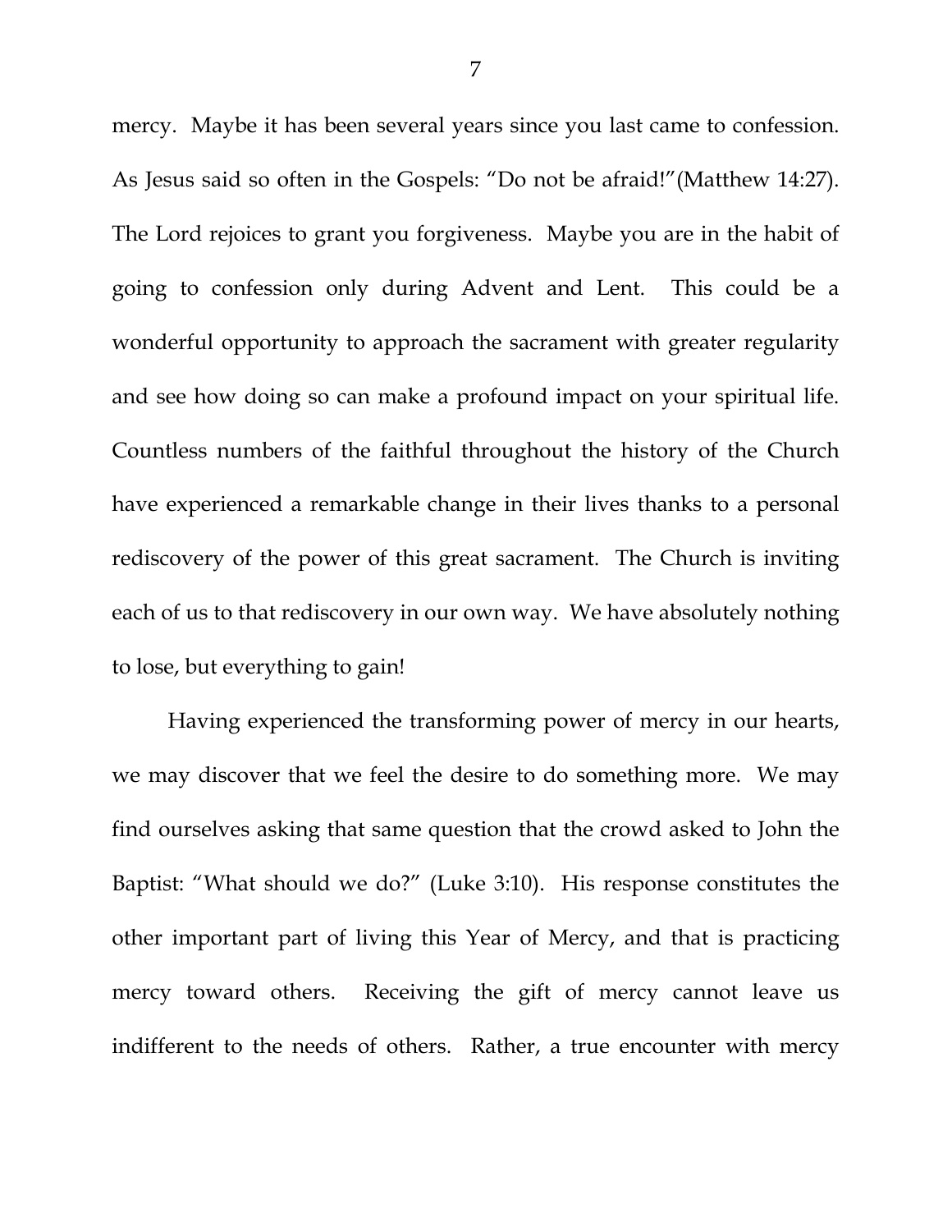mercy. Maybe it has been several years since you last came to confession. As Jesus said so often in the Gospels: "Do not be afraid!"(Matthew 14:27). The Lord rejoices to grant you forgiveness. Maybe you are in the habit of going to confession only during Advent and Lent. This could be a wonderful opportunity to approach the sacrament with greater regularity and see how doing so can make a profound impact on your spiritual life. Countless numbers of the faithful throughout the history of the Church have experienced a remarkable change in their lives thanks to a personal rediscovery of the power of this great sacrament. The Church is inviting each of us to that rediscovery in our own way. We have absolutely nothing to lose, but everything to gain!

Having experienced the transforming power of mercy in our hearts, we may discover that we feel the desire to do something more. We may find ourselves asking that same question that the crowd asked to John the Baptist: "What should we do?" (Luke 3:10). His response constitutes the other important part of living this Year of Mercy, and that is practicing mercy toward others. Receiving the gift of mercy cannot leave us indifferent to the needs of others. Rather, a true encounter with mercy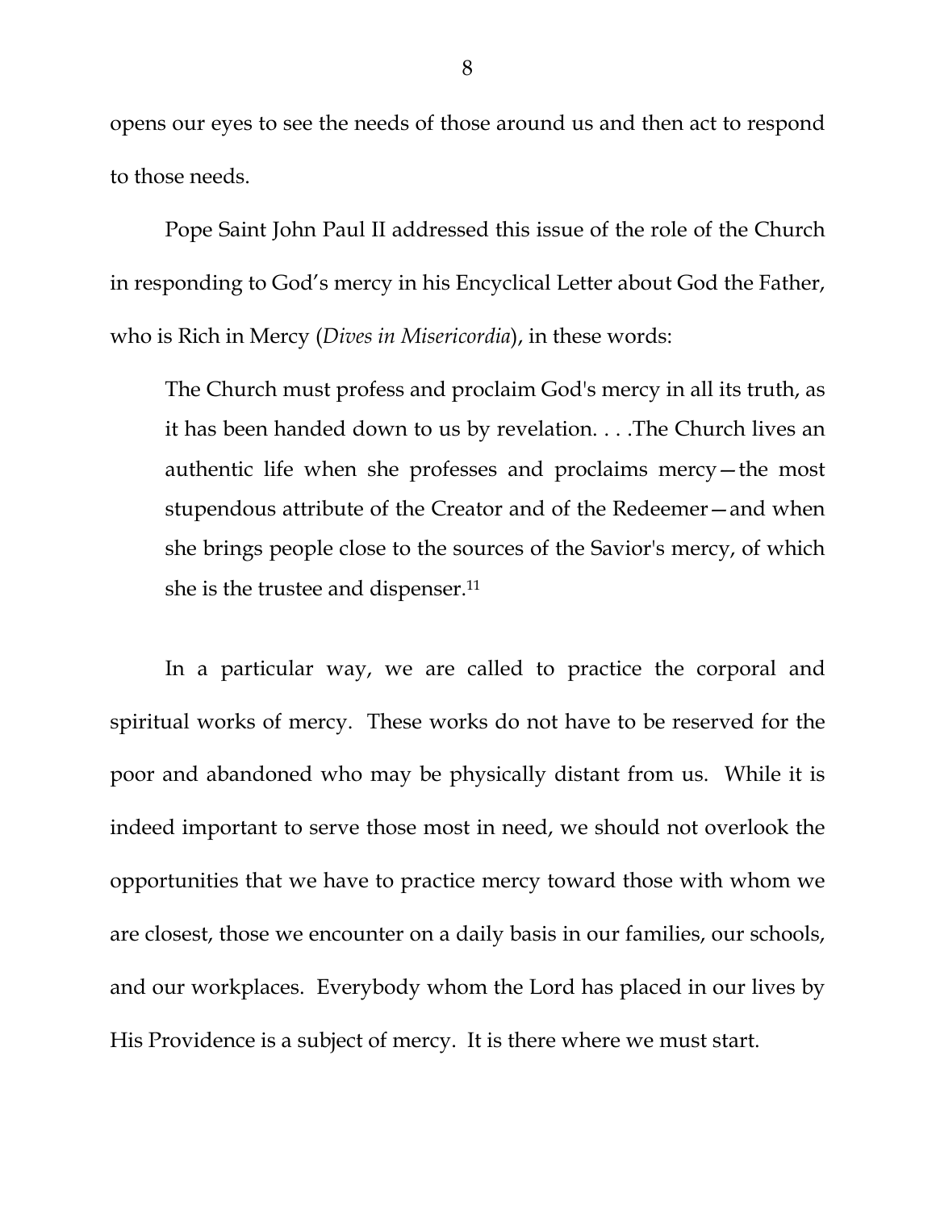opens our eyes to see the needs of those around us and then act to respond to those needs.

Pope Saint John Paul II addressed this issue of the role of the Church in responding to God's mercy in his Encyclical Letter about God the Father, who is Rich in Mercy (*Dives in Misericordia*), in these words:

> The Church must profess and proclaim God's mercy in all its truth, as it has been handed down to us by revelation. . . .The Church lives an authentic life when she professes and proclaims mercy—the most stupendous attribute of the Creator and of the Redeemer—and when she brings people close to the sources of the Savior's mercy, of which she is the trustee and dispenser.[11]

In a particular way, we are called to practice the corporal and spiritual works of mercy. These works do not have to be reserved for the poor and abandoned who may be physically distant from us. While it is indeed important to serve those most in need, we should not overlook the opportunities that we have to practice mercy toward those with whom we are closest, those we encounter on a daily basis in our families, our schools, and our workplaces. Everybody whom the Lord has placed in our lives by His Providence is a subject of mercy. It is there where we must start.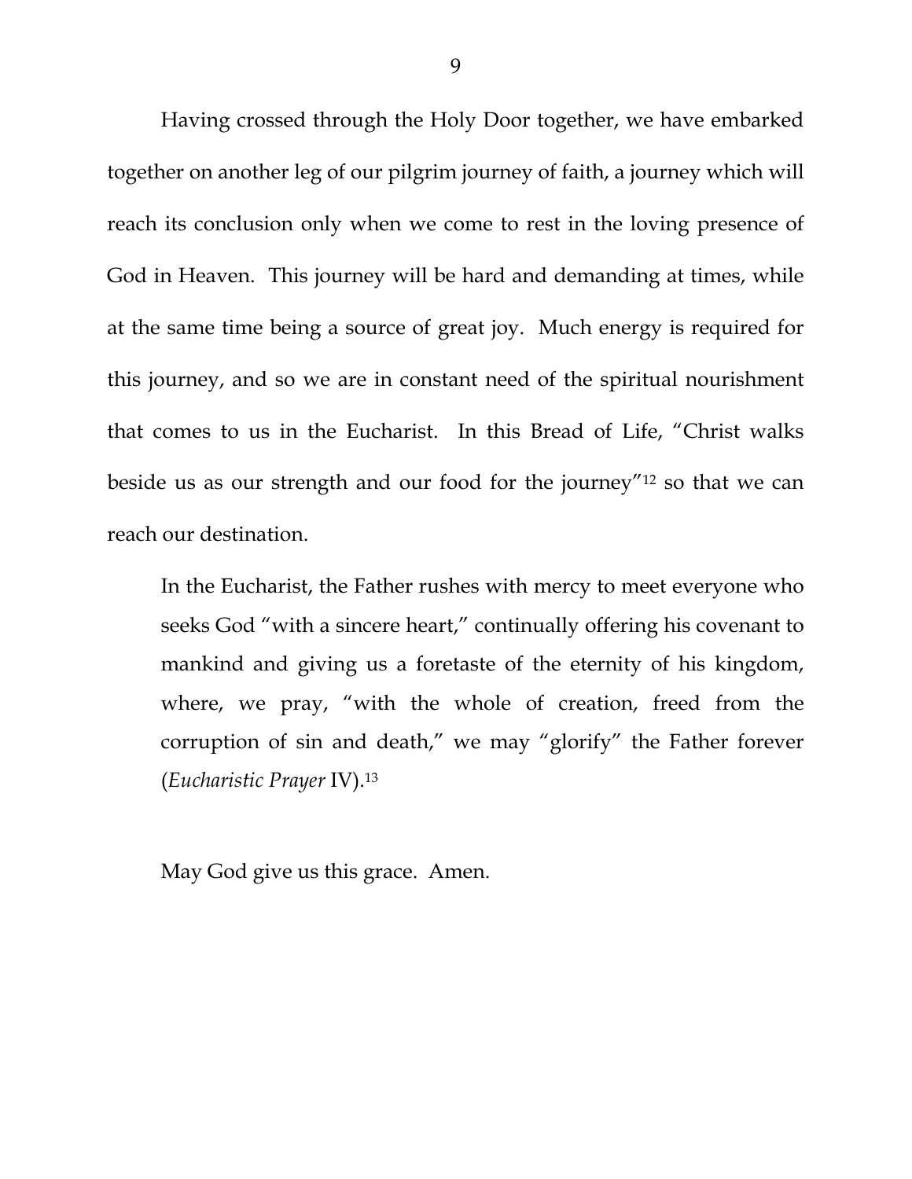Having crossed through the Holy Door together, we have embarked together on another leg of our pilgrim journey of faith, a journey which will reach its conclusion only when we come to rest in the loving presence of God in Heaven. This journey will be hard and demanding at times, while at the same time being a source of great joy. Much energy is required for this journey, and so we are in constant need of the spiritual nourishment that comes to us in the Eucharist. In this Bread of Life, "Christ walks beside us as our strength and our food for the journey"[12] so that we can reach our destination.

> In the Eucharist, the Father rushes with mercy to meet everyone who seeks God "with a sincere heart," continually offering his covenant to mankind and giving us a foretaste of the eternity of his kingdom, where, we pray, "with the whole of creation, freed from the corruption of sin and death," we may "glorify" the Father forever (*Eucharistic Prayer* IV).[13]

May God give us this grace. Amen.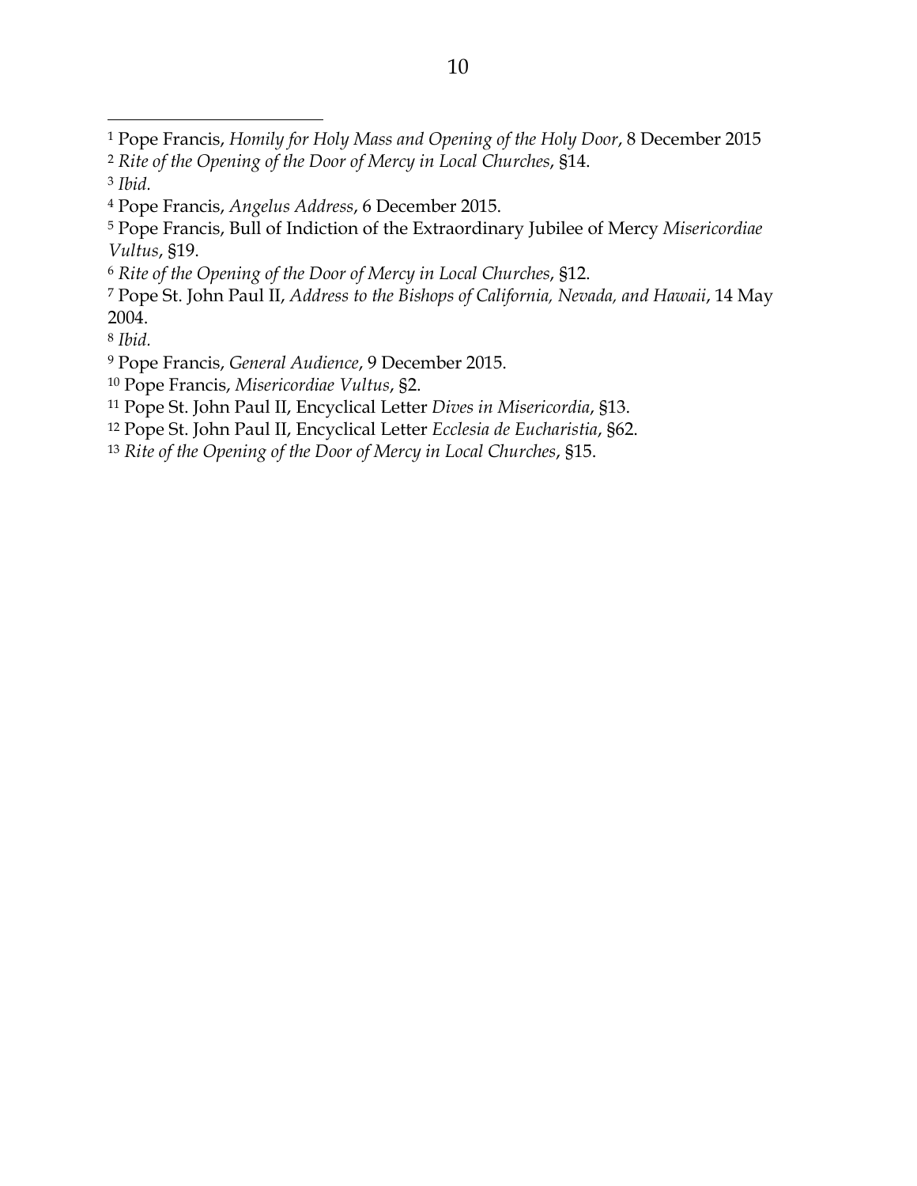---

[1] Pope Francis, *Homily for Holy Mass and Opening of the Holy Door*, 8 December 2015

[2] *Rite of the Opening of the Door of Mercy in Local Churches*, §14.

[3] *Ibid*.

[4] Pope Francis, *Angelus Address*, 6 December 2015.

[5] Pope Francis, Bull of Indiction of the Extraordinary Jubilee of Mercy *Misericordiae Vultus*, §19.

[6] *Rite of the Opening of the Door of Mercy in Local Churches*, §12.

[7] Pope St. John Paul II, *Address to the Bishops of California, Nevada, and Hawaii*, 14 May 2004.

[8] *Ibid*.

[9] Pope Francis, *General Audience*, 9 December 2015.

[10] Pope Francis, *Misericordiae Vultus*, §2.

[11] Pope St. John Paul II, Encyclical Letter *Dives in Misericordia*, §13.

[12] Pope St. John Paul II, Encyclical Letter *Ecclesia de Eucharistia*, §62.

[13] *Rite of the Opening of the Door of Mercy in Local Churches*, §15.